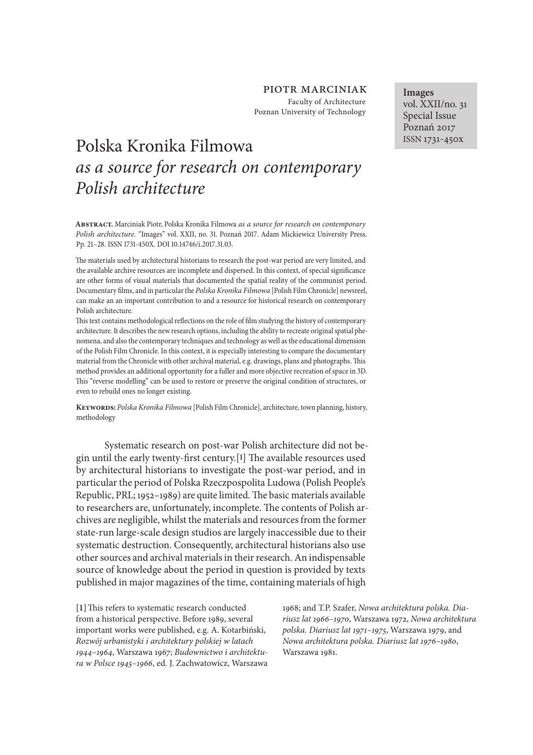PIOTR MARCINIAK
Faculty of Architecture
Poznan University of Technology

**Images**
vol. XXII/no. 31
Special Issue
Poznań 2017
ISSN 1731-450x

# Polska Kronika Filmowa *as a source for research on contemporary Polish architecture*

**Abstract.** Marciniak Piotr, Polska Kronika Filmowa *as a source for research on contemporary Polish architecture.* "Images" vol. XXII, no. 31. Poznań 2017. Adam Mickiewicz University Press. Pp. 21–28. ISSN 1731-450X. DOI 10.14746/i.2017.31.03.

The materials used by architectural historians to research the post-war period are very limited, and the available archive resources are incomplete and dispersed. In this context, of special significance are other forms of visual materials that documented the spatial reality of the communist period. Documentary films, and in particular the *Polska Kronika Filmowa* [Polish Film Chronicle] newsreel, can make an an important contribution to and a resource for historical research on contemporary Polish architecture.

This text contains methodological reflections on the role of film studying the history of contemporary architecture. It describes the new research options, including the ability to recreate original spatial phenomena, and also the contemporary techniques and technology as well as the educational dimension of the Polish Film Chronicle. In this context, it is especially interesting to compare the documentary material from the Chronicle with other archival material, e.g. drawings, plans and photographs. This method provides an additional opportunity for a fuller and more objective recreation of space in 3D. This "reverse modelling" can be used to restore or preserve the original condition of structures, or even to rebuild ones no longer existing.

**Keywords:** *Polska Kronika Filmowa* [Polish Film Chronicle], architecture, town planning, history, methodology

Systematic research on post-war Polish architecture did not begin until the early twenty-first century.[1] The available resources used by architectural historians to investigate the post-war period, and in particular the period of Polska Rzeczpospolita Ludowa (Polish People's Republic, PRL; 1952–1989) are quite limited. The basic materials available to researchers are, unfortunately, incomplete. The contents of Polish archives are negligible, whilst the materials and resources from the former state-run large-scale design studios are largely inaccessible due to their systematic destruction. Consequently, architectural historians also use other sources and archival materials in their research. An indispensable source of knowledge about the period in question is provided by texts published in major magazines of the time, containing materials of high

[1] This refers to systematic research conducted from a historical perspective. Before 1989, several important works were published, e.g. A. Kotarbiński, *Rozwój urbanistyki i architektury polskiej w latach 1944–1964*, Warszawa 1967; *Budownictwo i architektura w Polsce 1945–1966*, ed. J. Zachwatowicz, Warszawa 1968; and T.P. Szafer, *Nowa architektura polska. Diariusz lat 1966–1970*, Warszawa 1972, *Nowa architektura polska. Diariusz lat 1971–1975*, Warszawa 1979, and *Nowa architektura polska. Diariusz lat 1976–1980*, Warszawa 1981.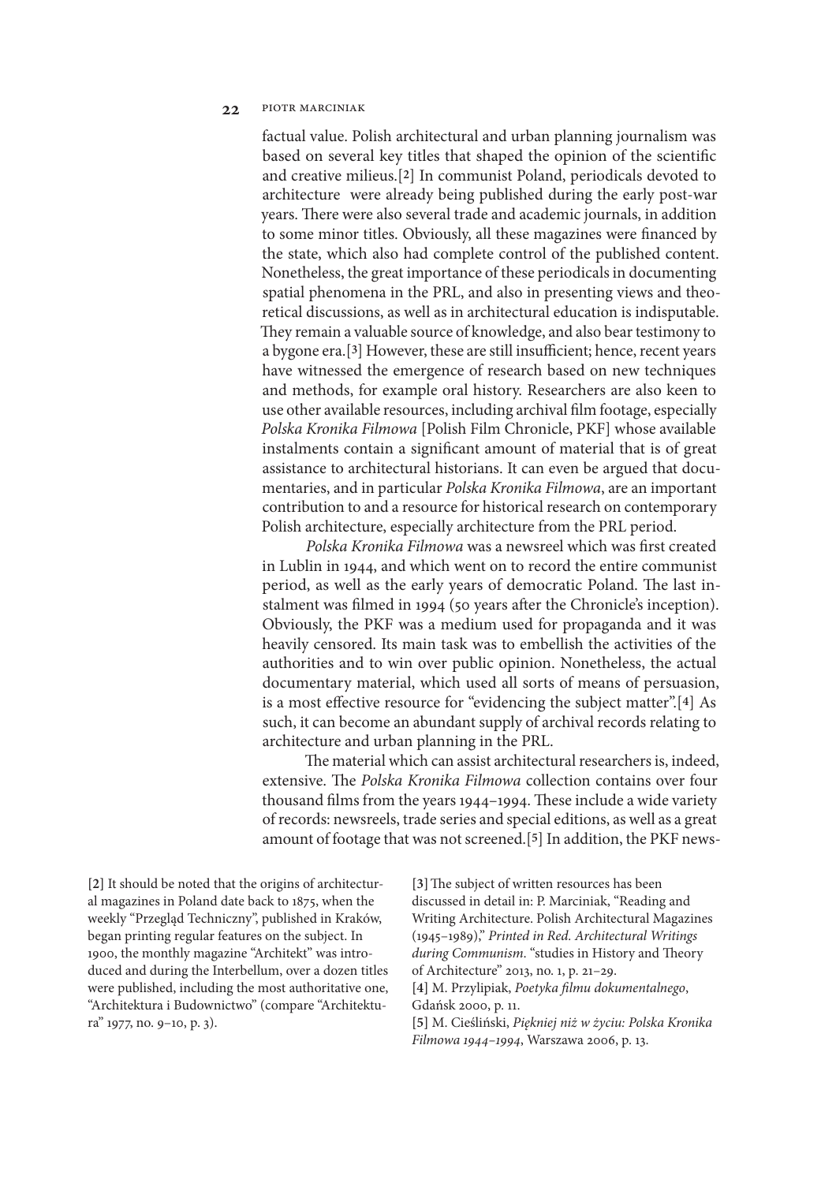factual value. Polish architectural and urban planning journalism was based on several key titles that shaped the opinion of the scientific and creative milieus.[2] In communist Poland, periodicals devoted to architecture were already being published during the early post-war years. There were also several trade and academic journals, in addition to some minor titles. Obviously, all these magazines were financed by the state, which also had complete control of the published content. Nonetheless, the great importance of these periodicals in documenting spatial phenomena in the PRL, and also in presenting views and theoretical discussions, as well as in architectural education is indisputable. They remain a valuable source of knowledge, and also bear testimony to a bygone era.[3] However, these are still insufficient; hence, recent years have witnessed the emergence of research based on new techniques and methods, for example oral history. Researchers are also keen to use other available resources, including archival film footage, especially *Polska Kronika Filmowa* [Polish Film Chronicle, PKF] whose available instalments contain a significant amount of material that is of great assistance to architectural historians. It can even be argued that documentaries, and in particular *Polska Kronika Filmowa*, are an important contribution to and a resource for historical research on contemporary Polish architecture, especially architecture from the PRL period.

*Polska Kronika Filmowa* was a newsreel which was first created in Lublin in 1944, and which went on to record the entire communist period, as well as the early years of democratic Poland. The last instalment was filmed in 1994 (50 years after the Chronicle's inception). Obviously, the PKF was a medium used for propaganda and it was heavily censored. Its main task was to embellish the activities of the authorities and to win over public opinion. Nonetheless, the actual documentary material, which used all sorts of means of persuasion, is a most effective resource for "evidencing the subject matter".[4] As such, it can become an abundant supply of archival records relating to architecture and urban planning in the PRL.

The material which can assist architectural researchers is, indeed, extensive. The *Polska Kronika Filmowa* collection contains over four thousand films from the years 1944–1994. These include a wide variety of records: newsreels, trade series and special editions, as well as a great amount of footage that was not screened.[5] In addition, the PKF news-

[2] It should be noted that the origins of architectural magazines in Poland date back to 1875, when the weekly "Przegląd Techniczny", published in Kraków, began printing regular features on the subject. In 1900, the monthly magazine "Architekt" was introduced and during the Interbellum, over a dozen titles were published, including the most authoritative one, "Architektura i Budownictwo" (compare "Architektura" 1977, no. 9–10, p. 3).

[3] The subject of written resources has been discussed in detail in: P. Marciniak, "Reading and Writing Architecture. Polish Architectural Magazines (1945–1989)," *Printed in Red. Architectural Writings during Communism*. "studies in History and Theory of Architecture" 2013, no. 1, p. 21–29.

[4] M. Przylipiak, *Poetyka filmu dokumentalnego*, Gdańsk 2000, p. 11.

[5] M. Cieśliński, *Piękniej niż w życiu: Polska Kronika Filmowa 1944–1994*, Warszawa 2006, p. 13.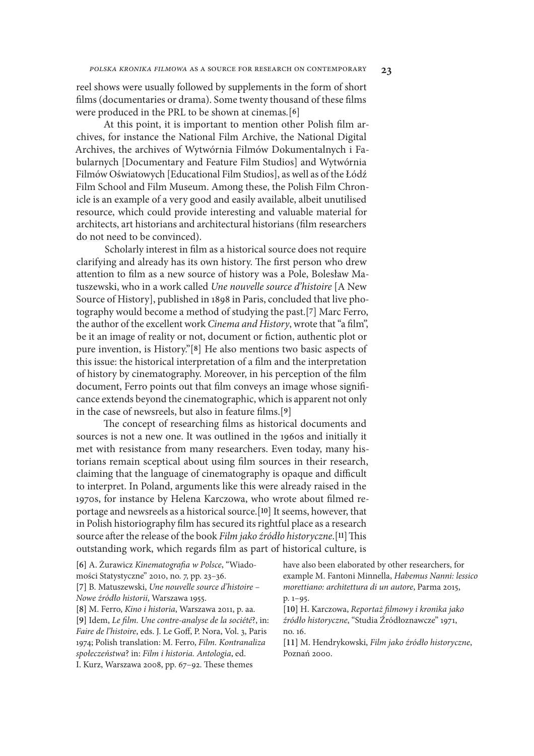reel shows were usually followed by supplements in the form of short films (documentaries or drama). Some twenty thousand of these films were produced in the PRL to be shown at cinemas.[6]

At this point, it is important to mention other Polish film archives, for instance the National Film Archive, the National Digital Archives, the archives of Wytwórnia Filmów Dokumentalnych i Fabularnych [Documentary and Feature Film Studios] and Wytwórnia Filmów Oświatowych [Educational Film Studios], as well as of the Łódź Film School and Film Museum. Among these, the Polish Film Chronicle is an example of a very good and easily available, albeit unutilised resource, which could provide interesting and valuable material for architects, art historians and architectural historians (film researchers do not need to be convinced).

Scholarly interest in film as a historical source does not require clarifying and already has its own history. The first person who drew attention to film as a new source of history was a Pole, Bolesław Matuszewski, who in a work called *Une nouvelle source d'histoire* [A New Source of History], published in 1898 in Paris, concluded that live photography would become a method of studying the past.[7] Marc Ferro, the author of the excellent work *Cinema and History*, wrote that "a film", be it an image of reality or not, document or fiction, authentic plot or pure invention, is History."[8] He also mentions two basic aspects of this issue: the historical interpretation of a film and the interpretation of history by cinematography. Moreover, in his perception of the film document, Ferro points out that film conveys an image whose significance extends beyond the cinematographic, which is apparent not only in the case of newsreels, but also in feature films.[9]

The concept of researching films as historical documents and sources is not a new one. It was outlined in the 1960s and initially it met with resistance from many researchers. Even today, many historians remain sceptical about using film sources in their research, claiming that the language of cinematography is opaque and difficult to interpret. In Poland, arguments like this were already raised in the 1970s, for instance by Helena Karczowa, who wrote about filmed reportage and newsreels as a historical source.[10] It seems, however, that in Polish historiography film has secured its rightful place as a research source after the release of the book *Film jako źródło historyczne*.[11] This outstanding work, which regards film as part of historical culture, is

[6] A. Żurawicz *Kinematografia w Polsce*, "Wiadomości Statystyczne" 2010, no. 7, pp. 23–36.

[7] B. Matuszewski, *Une nouvelle source d'histoire – Nowe źródło historii*, Warszawa 1955.

[8] M. Ferro, *Kino i historia*, Warszawa 2011, p. aa.

[9] Idem, *Le film. Une contre-analyse de la société?*, in: *Faire de l'histoire*, eds. J. Le Goff, P. Nora, Vol. 3, Paris 1974; Polish translation: M. Ferro, *Film. Kontranaliza społeczeństwa?* in: *Film i historia. Antologia*, ed. I. Kurz, Warszawa 2008, pp. 67–92. These themes have also been elaborated by other researchers, for example M. Fantoni Minnella, *Habemus Nanni: lessico morettiano: architettura di un autore*, Parma 2015, p. 1–95.

[10] H. Karczowa, *Reportaż filmowy i kronika jako źródło historyczne*, "Studia Źródłoznawcze" 1971, no. 16.

[11] M. Hendrykowski, *Film jako źródło historyczne*, Poznań 2000.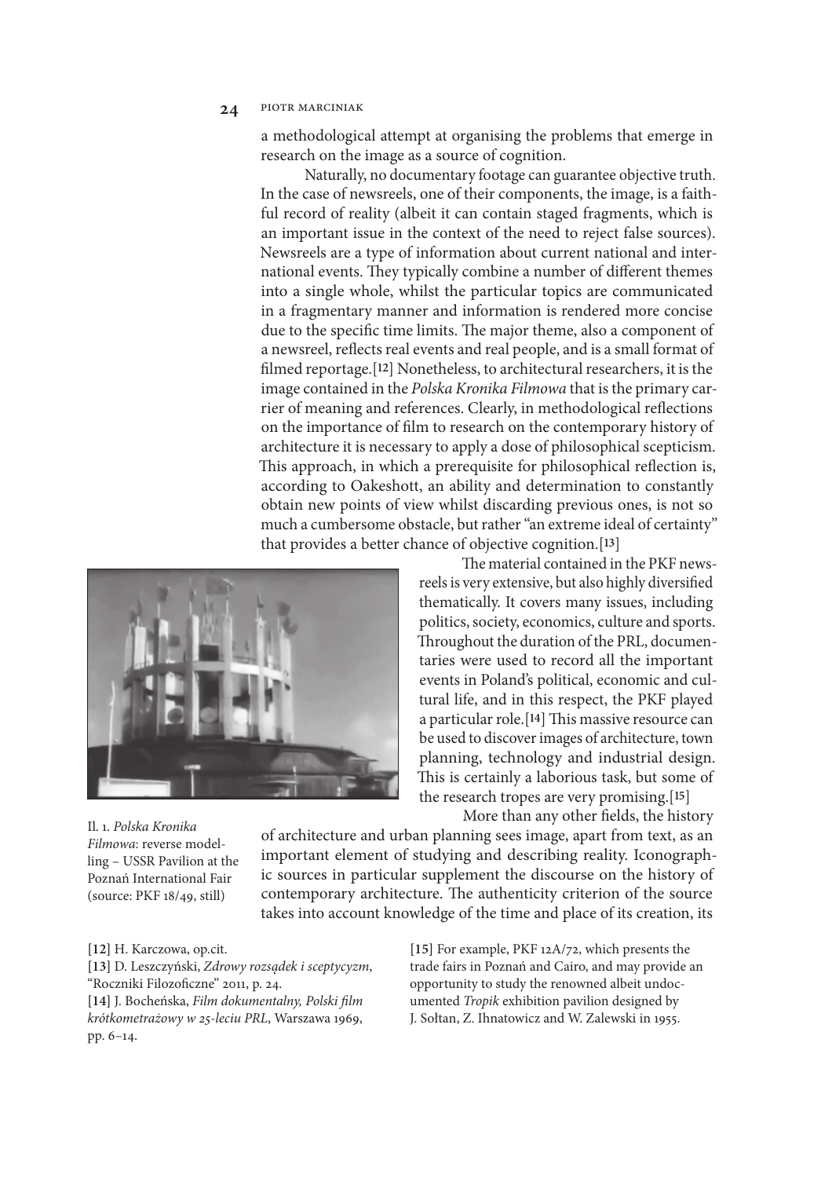a methodological attempt at organising the problems that emerge in research on the image as a source of cognition.

Naturally, no documentary footage can guarantee objective truth. In the case of newsreels, one of their components, the image, is a faithful record of reality (albeit it can contain staged fragments, which is an important issue in the context of the need to reject false sources). Newsreels are a type of information about current national and international events. They typically combine a number of different themes into a single whole, whilst the particular topics are communicated in a fragmentary manner and information is rendered more concise due to the specific time limits. The major theme, also a component of a newsreel, reflects real events and real people, and is a small format of filmed reportage.[12] Nonetheless, to architectural researchers, it is the image contained in the *Polska Kronika Filmowa* that is the primary carrier of meaning and references. Clearly, in methodological reflections on the importance of film to research on the contemporary history of architecture it is necessary to apply a dose of philosophical scepticism. This approach, in which a prerequisite for philosophical reflection is, according to Oakeshott, an ability and determination to constantly obtain new points of view whilst discarding previous ones, is not so much a cumbersome obstacle, but rather "an extreme ideal of certainty" that provides a better chance of objective cognition.[13]

Il. 1. *Polska Kronika Filmowa*: reverse modelling – USSR Pavilion at the Poznań International Fair (source: PKF 18/49, still)

The material contained in the PKF newsreels is very extensive, but also highly diversified thematically. It covers many issues, including politics, society, economics, culture and sports. Throughout the duration of the PRL, documentaries were used to record all the important events in Poland's political, economic and cultural life, and in this respect, the PKF played a particular role.[14] This massive resource can be used to discover images of architecture, town planning, technology and industrial design. This is certainly a laborious task, but some of the research tropes are very promising.[15]

More than any other fields, the history of architecture and urban planning sees image, apart from text, as an important element of studying and describing reality. Iconographic sources in particular supplement the discourse on the history of contemporary architecture. The authenticity criterion of the source takes into account knowledge of the time and place of its creation, its

[12] H. Karczowa, op.cit.

[13] D. Leszczyński, *Zdrowy rozsądek i sceptycyzm*, "Roczniki Filozoficzne" 2011, p. 24.

[14] J. Bocheńska, *Film dokumentalny, Polski film krótkometrażowy w 25-leciu PRL*, Warszawa 1969, pp. 6–14.

[15] For example, PKF 12A/72, which presents the trade fairs in Poznań and Cairo, and may provide an opportunity to study the renowned albeit undocumented *Tropik* exhibition pavilion designed by J. Sołtan, Z. Ihnatowicz and W. Zalewski in 1955.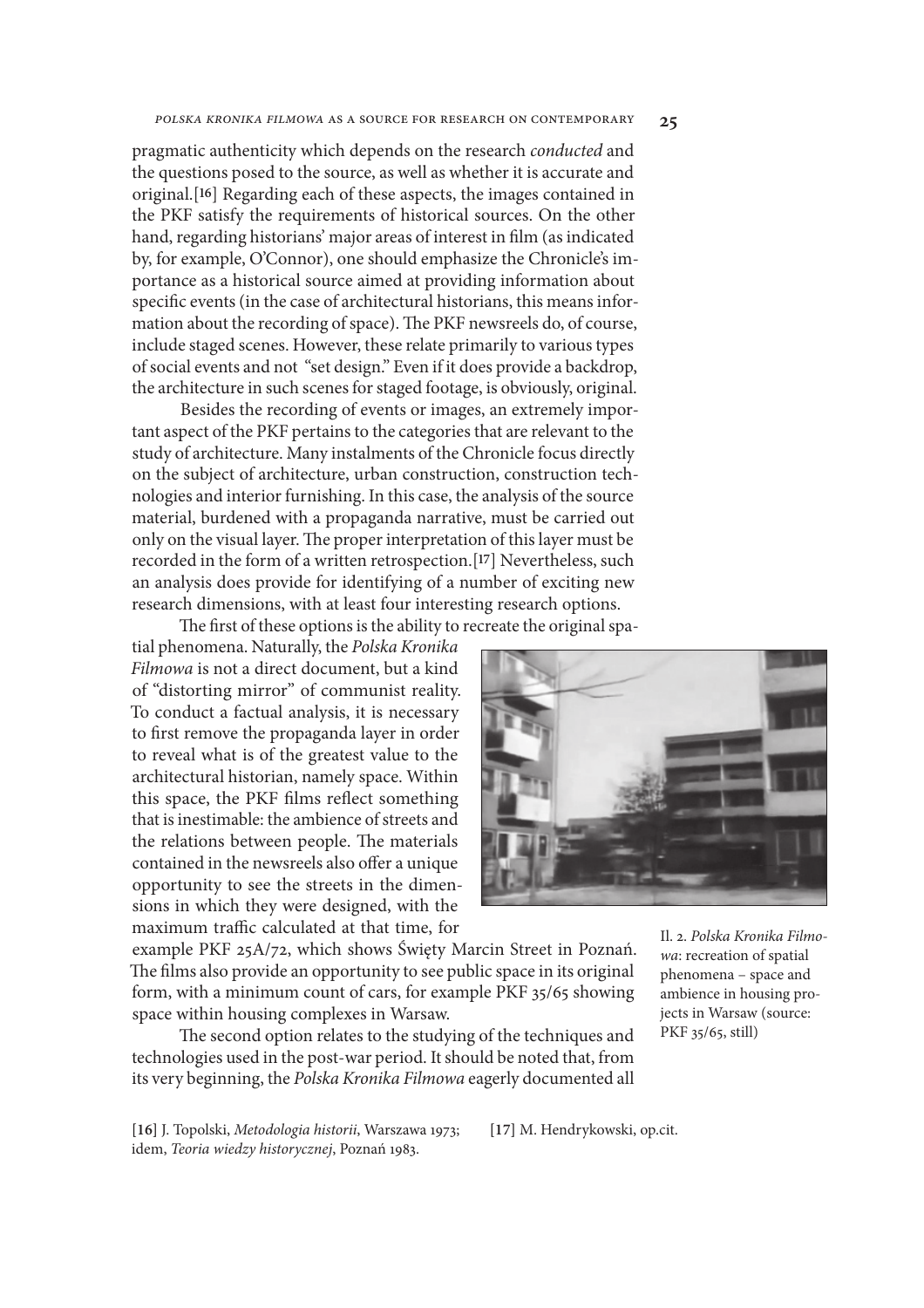pragmatic authenticity which depends on the research *conducted* and the questions posed to the source, as well as whether it is accurate and original.[16] Regarding each of these aspects, the images contained in the PKF satisfy the requirements of historical sources. On the other hand, regarding historians' major areas of interest in film (as indicated by, for example, O'Connor), one should emphasize the Chronicle's importance as a historical source aimed at providing information about specific events (in the case of architectural historians, this means information about the recording of space). The PKF newsreels do, of course, include staged scenes. However, these relate primarily to various types of social events and not "set design." Even if it does provide a backdrop, the architecture in such scenes for staged footage, is obviously, original.

Besides the recording of events or images, an extremely important aspect of the PKF pertains to the categories that are relevant to the study of architecture. Many instalments of the Chronicle focus directly on the subject of architecture, urban construction, construction technologies and interior furnishing. In this case, the analysis of the source material, burdened with a propaganda narrative, must be carried out only on the visual layer. The proper interpretation of this layer must be recorded in the form of a written retrospection.[17] Nevertheless, such an analysis does provide for identifying of a number of exciting new research dimensions, with at least four interesting research options.

The first of these options is the ability to recreate the original spatial phenomena. Naturally, the *Polska Kronika Filmowa* is not a direct document, but a kind of "distorting mirror" of communist reality. To conduct a factual analysis, it is necessary to first remove the propaganda layer in order to reveal what is of the greatest value to the architectural historian, namely space. Within this space, the PKF films reflect something that is inestimable: the ambience of streets and the relations between people. The materials contained in the newsreels also offer a unique opportunity to see the streets in the dimensions in which they were designed, with the maximum traffic calculated at that time, for example PKF 25A/72, which shows Święty Marcin Street in Poznań. The films also provide an opportunity to see public space in its original form, with a minimum count of cars, for example PKF 35/65 showing space within housing complexes in Warsaw.

Il. 2. *Polska Kronika Filmowa*: recreation of spatial phenomena – space and ambience in housing projects in Warsaw (source: PKF 35/65, still)

The second option relates to the studying of the techniques and technologies used in the post-war period. It should be noted that, from its very beginning, the *Polska Kronika Filmowa* eagerly documented all

[16] J. Topolski, *Metodologia historii*, Warszawa 1973; idem, *Teoria wiedzy historycznej*, Poznań 1983.

[17] M. Hendrykowski, op.cit.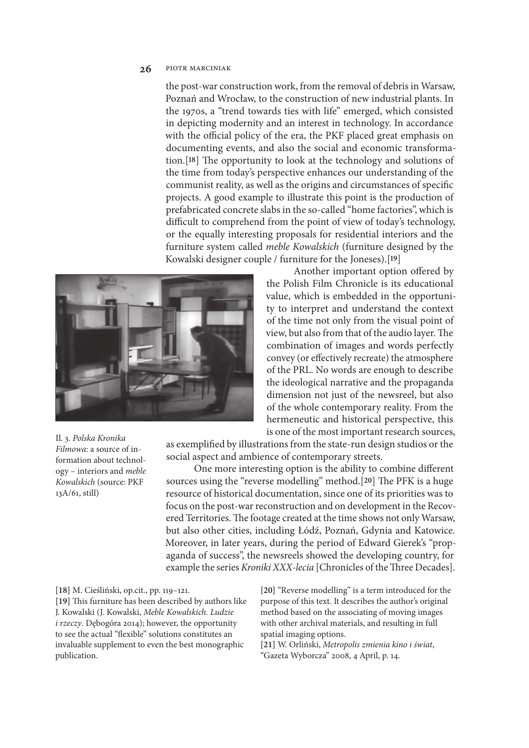the post-war construction work, from the removal of debris in Warsaw, Poznań and Wrocław, to the construction of new industrial plants. In the 1970s, a "trend towards ties with life" emerged, which consisted in depicting modernity and an interest in technology. In accordance with the official policy of the era, the PKF placed great emphasis on documenting events, and also the social and economic transformation.[18] The opportunity to look at the technology and solutions of the time from today's perspective enhances our understanding of the communist reality, as well as the origins and circumstances of specific projects. A good example to illustrate this point is the production of prefabricated concrete slabs in the so-called "home factories", which is difficult to comprehend from the point of view of today's technology, or the equally interesting proposals for residential interiors and the furniture system called *meble Kowalskich* (furniture designed by the Kowalski designer couple / furniture for the Joneses).[19]

Il. 3. *Polska Kronika Filmowa*: a source of information about technology – interiors and *meble Kowalskich* (source: PKF 13A/61, still)

Another important option offered by the Polish Film Chronicle is its educational value, which is embedded in the opportunity to interpret and understand the context of the time not only from the visual point of view, but also from that of the audio layer. The combination of images and words perfectly convey (or effectively recreate) the atmosphere of the PRL. No words are enough to describe the ideological narrative and the propaganda dimension not just of the newsreel, but also of the whole contemporary reality. From the hermeneutic and historical perspective, this is one of the most important research sources, as exemplified by illustrations from the state-run design studios or the social aspect and ambience of contemporary streets.

One more interesting option is the ability to combine different sources using the "reverse modelling" method.[20] The PFK is a huge resource of historical documentation, since one of its priorities was to focus on the post-war reconstruction and on development in the Recovered Territories. The footage created at the time shows not only Warsaw, but also other cities, including Łódź, Poznań, Gdynia and Katowice. Moreover, in later years, during the period of Edward Gierek's "propaganda of success", the newsreels showed the developing country, for example the series *Kroniki XXX-lecia* [Chronicles of the Three Decades].

[18] M. Cieśliński, op.cit., pp. 119–121.

[19] This furniture has been described by authors like J. Kowalski (J. Kowalski, *Meble Kowalskich. Ludzie i rzeczy*. Dębogóra 2014); however, the opportunity to see the actual "flexible" solutions constitutes an invaluable supplement to even the best monographic publication.

[20] "Reverse modelling" is a term introduced for the purpose of this text. It describes the author's original method based on the associating of moving images with other archival materials, and resulting in full spatial imaging options.

[21] W. Orliński, *Metropolis zmienia kino i świat*, "Gazeta Wyborcza" 2008, 4 April, p. 14.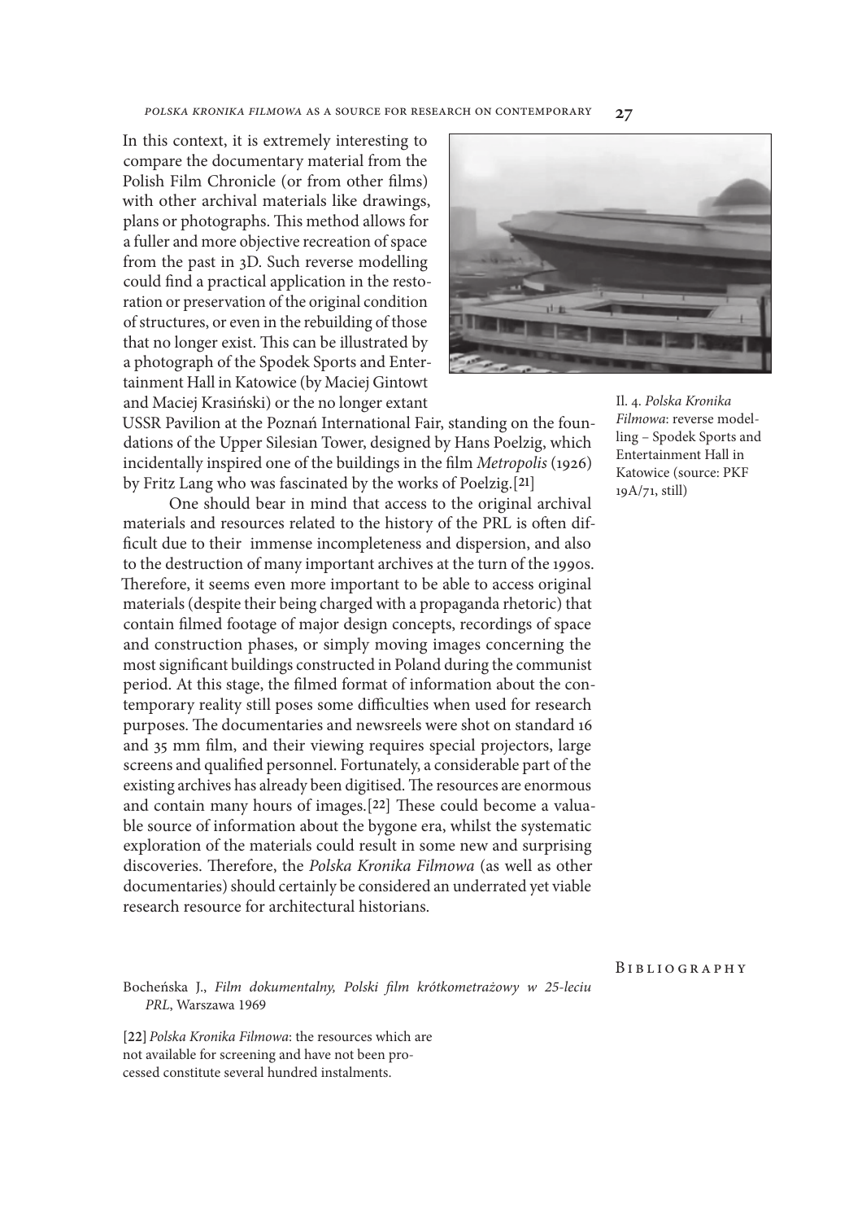In this context, it is extremely interesting to compare the documentary material from the Polish Film Chronicle (or from other films) with other archival materials like drawings, plans or photographs. This method allows for a fuller and more objective recreation of space from the past in 3D. Such reverse modelling could find a practical application in the restoration or preservation of the original condition of structures, or even in the rebuilding of those that no longer exist. This can be illustrated by a photograph of the Spodek Sports and Entertainment Hall in Katowice (by Maciej Gintowt and Maciej Krasiński) or the no longer extant USSR Pavilion at the Poznań International Fair, standing on the foundations of the Upper Silesian Tower, designed by Hans Poelzig, which incidentally inspired one of the buildings in the film *Metropolis* (1926) by Fritz Lang who was fascinated by the works of Poelzig.[21]

Il. 4. *Polska Kronika Filmowa*: reverse modelling – Spodek Sports and Entertainment Hall in Katowice (source: PKF 19A/71, still)

One should bear in mind that access to the original archival materials and resources related to the history of the PRL is often difficult due to their immense incompleteness and dispersion, and also to the destruction of many important archives at the turn of the 1990s. Therefore, it seems even more important to be able to access original materials (despite their being charged with a propaganda rhetoric) that contain filmed footage of major design concepts, recordings of space and construction phases, or simply moving images concerning the most significant buildings constructed in Poland during the communist period. At this stage, the filmed format of information about the contemporary reality still poses some difficulties when used for research purposes. The documentaries and newsreels were shot on standard 16 and 35 mm film, and their viewing requires special projectors, large screens and qualified personnel. Fortunately, a considerable part of the existing archives has already been digitised. The resources are enormous and contain many hours of images.[22] These could become a valuable source of information about the bygone era, whilst the systematic exploration of the materials could result in some new and surprising discoveries. Therefore, the *Polska Kronika Filmowa* (as well as other documentaries) should certainly be considered an underrated yet viable research resource for architectural historians.

## Bibliography

Bocheńska J., *Film dokumentalny, Polski film krótkometrażowy w 25-leciu PRL*, Warszawa 1969

[22] *Polska Kronika Filmowa*: the resources which are not available for screening and have not been processed constitute several hundred instalments.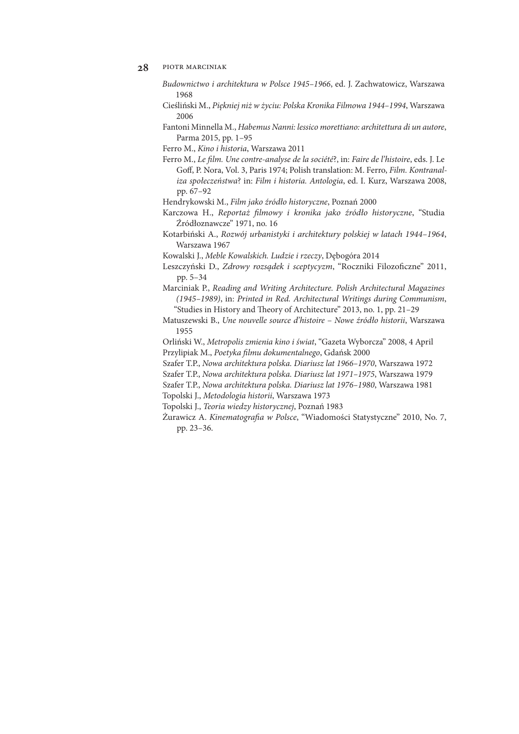*Budownictwo i architektura w Polsce 1945–1966*, ed. J. Zachwatowicz, Warszawa 1968

Cieśliński M., *Piękniej niż w życiu: Polska Kronika Filmowa 1944–1994*, Warszawa 2006

Fantoni Minnella M., *Habemus Nanni: lessico morettiano: architettura di un autore*, Parma 2015, pp. 1–95

Ferro M., *Kino i historia*, Warszawa 2011

Ferro M., *Le film. Une contre-analyse de la société?*, in: *Faire de l'histoire*, eds. J. Le Goff, P. Nora, Vol. 3, Paris 1974; Polish translation: M. Ferro, *Film. Kontranaliza społeczeństwa?* in: *Film i historia. Antologia*, ed. I. Kurz, Warszawa 2008, pp. 67–92

Hendrykowski M., *Film jako źródło historyczne*, Poznań 2000

Karczowa H., *Reportaż filmowy i kronika jako źródło historyczne*, "Studia Źródłoznawcze" 1971, no. 16

Kotarbiński A., *Rozwój urbanistyki i architektury polskiej w latach 1944–1964*, Warszawa 1967

Kowalski J., *Meble Kowalskich. Ludzie i rzeczy*, Dębogóra 2014

Leszczyński D., *Zdrowy rozsądek i sceptycyzm*, "Roczniki Filozoficzne" 2011, pp. 5–34

Marciniak P., *Reading and Writing Architecture. Polish Architectural Magazines (1945–1989)*, in: *Printed in Red. Architectural Writings during Communism*, "Studies in History and Theory of Architecture" 2013, no. 1, pp. 21–29

Matuszewski B., *Une nouvelle source d'histoire – Nowe źródło historii*, Warszawa 1955

Orliński W., *Metropolis zmienia kino i świat*, "Gazeta Wyborcza" 2008, 4 April

Przylipiak M., *Poetyka filmu dokumentalnego*, Gdańsk 2000

Szafer T.P., *Nowa architektura polska. Diariusz lat 1966–1970*, Warszawa 1972

Szafer T.P., *Nowa architektura polska. Diariusz lat 1971–1975*, Warszawa 1979

Szafer T.P., *Nowa architektura polska. Diariusz lat 1976–1980*, Warszawa 1981

Topolski J., *Metodologia historii*, Warszawa 1973

Topolski J., *Teoria wiedzy historycznej*, Poznań 1983

Żurawicz A. *Kinematografia w Polsce*, "Wiadomości Statystyczne" 2010, No. 7, pp. 23–36.